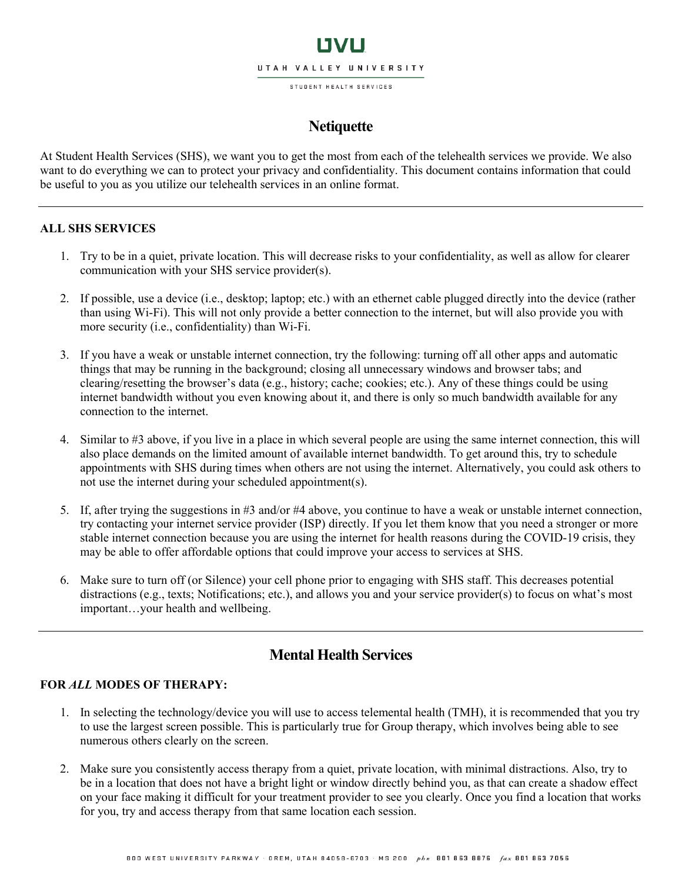UVU

UTAH VALLEY UNIVERSITY

STUDENT HEALTH SERVICES

# Netiquette

At Student Health Services (SHS), we want you to get the most from each of the telehealth services we provide. We also want to do everything we can to protect your privacy and confidentiality. This document contains information that could be useful to you as you utilize our telehealth services in an online format.

---

### ALL SHS SERVICES

1. Try to be in a quiet, private location. This will decrease risks to your confidentiality, as well as allow for clearer communication with your SHS service provider(s).

2. If possible, use a device (i.e., desktop; laptop; etc.) with an ethernet cable plugged directly into the device (rather than using Wi-Fi). This will not only provide a better connection to the internet, but will also provide you with more security (i.e., confidentiality) than Wi-Fi.

3. If you have a weak or unstable internet connection, try the following: turning off all other apps and automatic things that may be running in the background; closing all unnecessary windows and browser tabs; and clearing/resetting the browser's data (e.g., history; cache; cookies; etc.). Any of these things could be using internet bandwidth without you even knowing about it, and there is only so much bandwidth available for any connection to the internet.

4. Similar to #3 above, if you live in a place in which several people are using the same internet connection, this will also place demands on the limited amount of available internet bandwidth. To get around this, try to schedule appointments with SHS during times when others are not using the internet. Alternatively, you could ask others to not use the internet during your scheduled appointment(s).

5. If, after trying the suggestions in #3 and/or #4 above, you continue to have a weak or unstable internet connection, try contacting your internet service provider (ISP) directly. If you let them know that you need a stronger or more stable internet connection because you are using the internet for health reasons during the COVID-19 crisis, they may be able to offer affordable options that could improve your access to services at SHS.

6. Make sure to turn off (or Silence) your cell phone prior to engaging with SHS staff. This decreases potential distractions (e.g., texts; Notifications; etc.), and allows you and your service provider(s) to focus on what's most important…your health and wellbeing.

---

## Mental Health Services

### FOR *ALL* MODES OF THERAPY:

1. In selecting the technology/device you will use to access telemental health (TMH), it is recommended that you try to use the largest screen possible. This is particularly true for Group therapy, which involves being able to see numerous others clearly on the screen.

2. Make sure you consistently access therapy from a quiet, private location, with minimal distractions. Also, try to be in a location that does not have a bright light or window directly behind you, as that can create a shadow effect on your face making it difficult for your treatment provider to see you clearly. Once you find a location that works for you, try and access therapy from that same location each session.

800 WEST UNIVERSITY PARKWAY · OREM, UTAH 84058-6703 · MS 200 *phn* 801 863 8876 *fax* 801 863 7056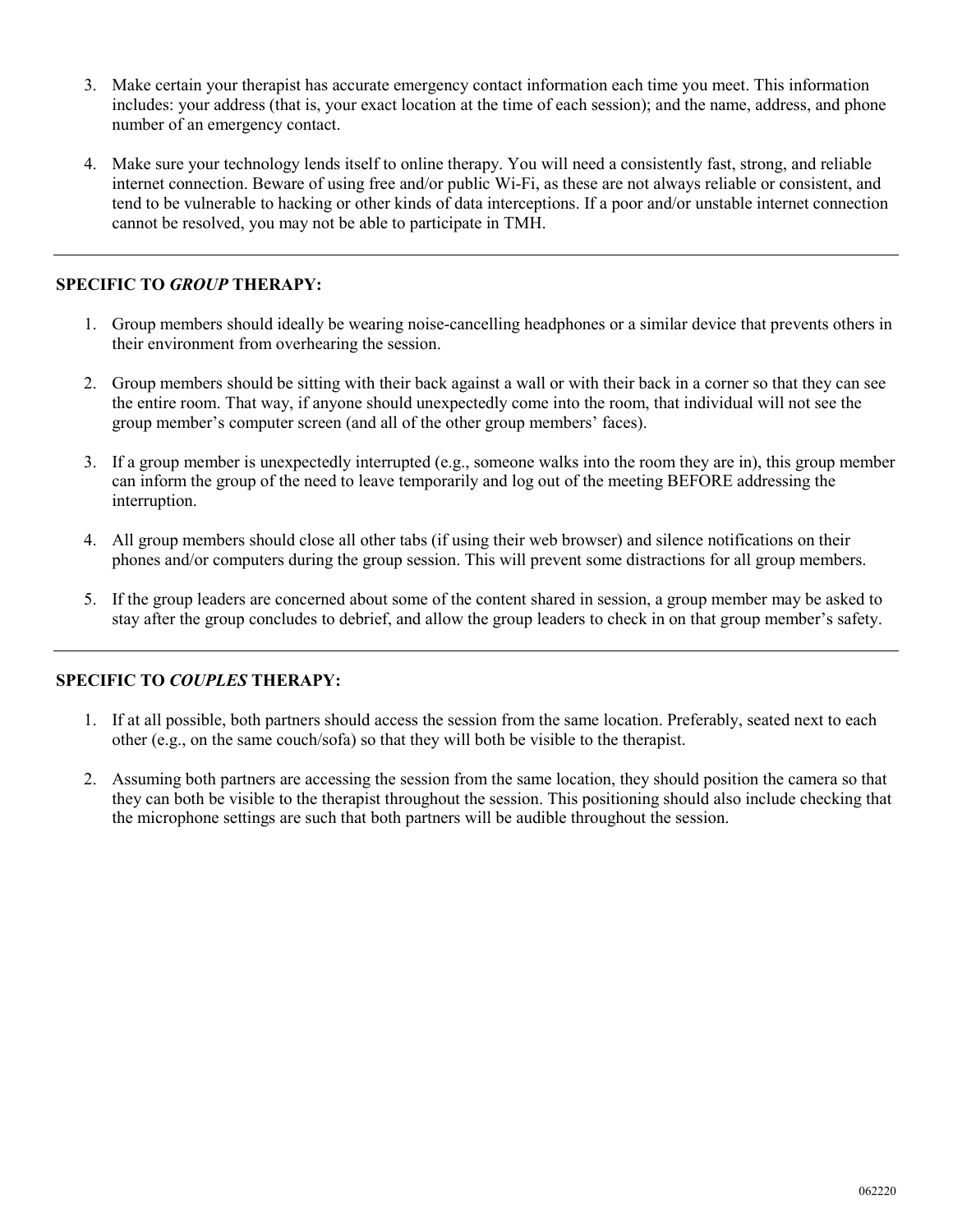3. Make certain your therapist has accurate emergency contact information each time you meet. This information includes: your address (that is, your exact location at the time of each session); and the name, address, and phone number of an emergency contact.

4. Make sure your technology lends itself to online therapy. You will need a consistently fast, strong, and reliable internet connection. Beware of using free and/or public Wi-Fi, as these are not always reliable or consistent, and tend to be vulnerable to hacking or other kinds of data interceptions. If a poor and/or unstable internet connection cannot be resolved, you may not be able to participate in TMH.

---

**SPECIFIC TO *GROUP* THERAPY:**

1. Group members should ideally be wearing noise-cancelling headphones or a similar device that prevents others in their environment from overhearing the session.

2. Group members should be sitting with their back against a wall or with their back in a corner so that they can see the entire room. That way, if anyone should unexpectedly come into the room, that individual will not see the group member's computer screen (and all of the other group members' faces).

3. If a group member is unexpectedly interrupted (e.g., someone walks into the room they are in), this group member can inform the group of the need to leave temporarily and log out of the meeting BEFORE addressing the interruption.

4. All group members should close all other tabs (if using their web browser) and silence notifications on their phones and/or computers during the group session. This will prevent some distractions for all group members.

5. If the group leaders are concerned about some of the content shared in session, a group member may be asked to stay after the group concludes to debrief, and allow the group leaders to check in on that group member's safety.

---

**SPECIFIC TO *COUPLES* THERAPY:**

1. If at all possible, both partners should access the session from the same location. Preferably, seated next to each other (e.g., on the same couch/sofa) so that they will both be visible to the therapist.

2. Assuming both partners are accessing the session from the same location, they should position the camera so that they can both be visible to the therapist throughout the session. This positioning should also include checking that the microphone settings are such that both partners will be audible throughout the session.

062220